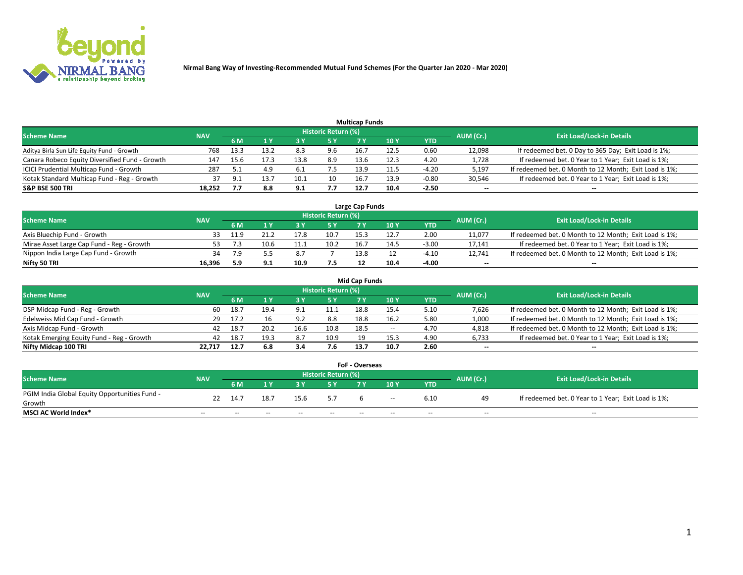# Nirmal Bang Way of Investing-Recommended Mutual Fund Schemes (For the Quarter Jan 2020 - Mar 2020)

## Multicap Funds

| Scheme Name | NAV | Historic Return (%) | | | | | | | AUM (Cr.) | Exit Load/Lock-in Details |
|---|---|---|---|---|---|---|---|---|---|---|
| | | 6 M | 1 Y | 3 Y | 5 Y | 7 Y | 10 Y | YTD | | |
| Aditya Birla Sun Life Equity Fund - Growth | 768 | 13.3 | 13.2 | 8.3 | 9.6 | 16.7 | 12.5 | 0.60 | 12,098 | If redeemed bet. 0 Day to 365 Day; Exit Load is 1%; |
| Canara Robeco Equity Diversified Fund - Growth | 147 | 15.6 | 17.3 | 13.8 | 8.9 | 13.6 | 12.3 | 4.20 | 1,728 | If redeemed bet. 0 Year to 1 Year; Exit Load is 1%; |
| ICICI Prudential Multicap Fund - Growth | 287 | 5.1 | 4.9 | 6.1 | 7.5 | 13.9 | 11.5 | -4.20 | 5,197 | If redeemed bet. 0 Month to 12 Month; Exit Load is 1%; |
| Kotak Standard Multicap Fund - Reg - Growth | 37 | 9.1 | 13.7 | 10.1 | 10 | 16.7 | 13.9 | -0.80 | 30,546 | If redeemed bet. 0 Year to 1 Year; Exit Load is 1%; |
| **S&P BSE 500 TRI** | **18,252** | **7.7** | **8.8** | **9.1** | **7.7** | **12.7** | **10.4** | **-2.50** | **--** | **--** |

## Large Cap Funds

| Scheme Name | NAV | Historic Return (%) | | | | | | | AUM (Cr.) | Exit Load/Lock-in Details |
|---|---|---|---|---|---|---|---|---|---|---|
| | | 6 M | 1 Y | 3 Y | 5 Y | 7 Y | 10 Y | YTD | | |
| Axis Bluechip Fund - Growth | 33 | 11.9 | 21.2 | 17.8 | 10.7 | 15.3 | 12.7 | 2.00 | 11,077 | If redeemed bet. 0 Month to 12 Month; Exit Load is 1%; |
| Mirae Asset Large Cap Fund - Reg - Growth | 53 | 7.3 | 10.6 | 11.1 | 10.2 | 16.7 | 14.5 | -3.00 | 17,141 | If redeemed bet. 0 Year to 1 Year; Exit Load is 1%; |
| Nippon India Large Cap Fund - Growth | 34 | 7.9 | 5.5 | 8.7 | 7 | 13.8 | 12 | -4.10 | 12,741 | If redeemed bet. 0 Month to 12 Month; Exit Load is 1%; |
| **Nifty 50 TRI** | **16,396** | **5.9** | **9.1** | **10.9** | **7.5** | **12** | **10.4** | **-4.00** | **--** | **--** |

## Mid Cap Funds

| Scheme Name | NAV | Historic Return (%) | | | | | | | AUM (Cr.) | Exit Load/Lock-in Details |
|---|---|---|---|---|---|---|---|---|---|---|
| | | 6 M | 1 Y | 3 Y | 5 Y | 7 Y | 10 Y | YTD | | |
| DSP Midcap Fund - Reg - Growth | 60 | 18.7 | 19.4 | 9.1 | 11.1 | 18.8 | 15.4 | 5.10 | 7,626 | If redeemed bet. 0 Month to 12 Month; Exit Load is 1%; |
| Edelweiss Mid Cap Fund - Growth | 29 | 17.2 | 16 | 9.2 | 8.8 | 18.8 | 16.2 | 5.80 | 1,000 | If redeemed bet. 0 Month to 12 Month; Exit Load is 1%; |
| Axis Midcap Fund - Growth | 42 | 18.7 | 20.2 | 16.6 | 10.8 | 18.5 | -- | 4.70 | 4,818 | If redeemed bet. 0 Month to 12 Month; Exit Load is 1%; |
| Kotak Emerging Equity Fund - Reg - Growth | 42 | 18.7 | 19.3 | 8.7 | 10.9 | 19 | 15.3 | 4.90 | 6,733 | If redeemed bet. 0 Year to 1 Year; Exit Load is 1%; |
| **Nifty Midcap 100 TRI** | **22,717** | **12.7** | **6.8** | **3.4** | **7.6** | **13.7** | **10.7** | **2.60** | **--** | **--** |

## FoF - Overseas

| Scheme Name | NAV | Historic Return (%) | | | | | | | AUM (Cr.) | Exit Load/Lock-in Details |
|---|---|---|---|---|---|---|---|---|---|---|
| | | 6 M | 1 Y | 3 Y | 5 Y | 7 Y | 10 Y | YTD | | |
| PGIM India Global Equity Opportunities Fund - Growth | 22 | 14.7 | 18.7 | 15.6 | 5.7 | 6 | -- | 6.10 | 49 | If redeemed bet. 0 Year to 1 Year; Exit Load is 1%; |
| **MSCI AC World Index*** | -- | -- | -- | -- | -- | -- | -- | -- | -- | -- |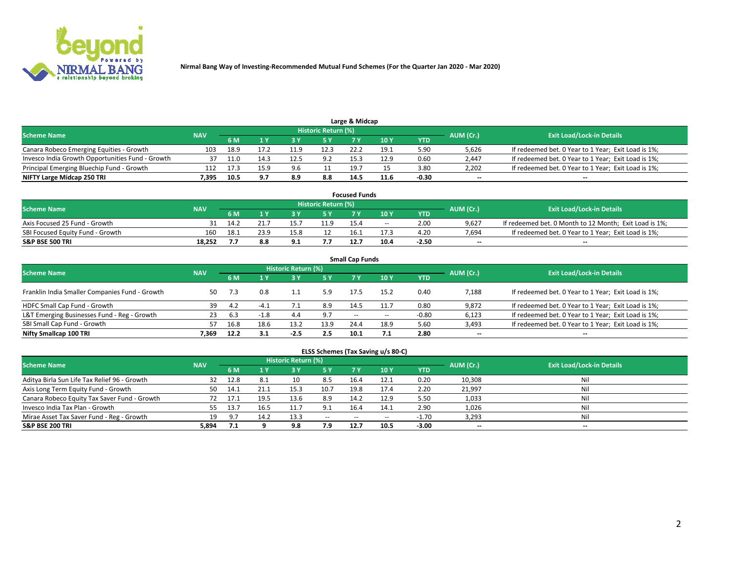Nirmal Bang Way of Investing-Recommended Mutual Fund Schemes (For the Quarter Jan 2020 - Mar 2020)

## Large & Midcap

| Scheme Name | NAV | Historic Return (%) | | | | | | | AUM (Cr.) | Exit Load/Lock-in Details |
|---|---|---|---|---|---|---|---|---|---|---|
| | | 6 M | 1 Y | 3 Y | 5 Y | 7 Y | 10 Y | YTD | | |
| Canara Robeco Emerging Equities - Growth | 103 | 18.9 | 17.2 | 11.9 | 12.3 | 22.2 | 19.1 | 5.90 | 5,626 | If redeemed bet. 0 Year to 1 Year; Exit Load is 1%; |
| Invesco India Growth Opportunities Fund - Growth | 37 | 11.0 | 14.3 | 12.5 | 9.2 | 15.3 | 12.9 | 0.60 | 2,447 | If redeemed bet. 0 Year to 1 Year; Exit Load is 1%; |
| Principal Emerging Bluechip Fund - Growth | 112 | 17.3 | 15.9 | 9.6 | 11 | 19.7 | 15 | 3.80 | 2,202 | If redeemed bet. 0 Year to 1 Year; Exit Load is 1%; |
| **NIFTY Large Midcap 250 TRI** | **7,395** | **10.5** | **9.7** | **8.9** | **8.8** | **14.5** | **11.6** | **-0.30** | **--** | **--** |

## Focused Funds

| Scheme Name | NAV | Historic Return (%) | | | | | | | AUM (Cr.) | Exit Load/Lock-in Details |
|---|---|---|---|---|---|---|---|---|---|---|
| | | 6 M | 1 Y | 3 Y | 5 Y | 7 Y | 10 Y | YTD | | |
| Axis Focused 25 Fund - Growth | 31 | 14.2 | 21.7 | 15.7 | 11.9 | 15.4 | -- | 2.00 | 9,627 | If redeemed bet. 0 Month to 12 Month; Exit Load is 1%; |
| SBI Focused Equity Fund - Growth | 160 | 18.1 | 23.9 | 15.8 | 12 | 16.1 | 17.3 | 4.20 | 7,694 | If redeemed bet. 0 Year to 1 Year; Exit Load is 1%; |
| **S&P BSE 500 TRI** | **18,252** | **7.7** | **8.8** | **9.1** | **7.7** | **12.7** | **10.4** | **-2.50** | **--** | **--** |

## Small Cap Funds

| Scheme Name | NAV | Historic Return (%) | | | | | | | AUM (Cr.) | Exit Load/Lock-in Details |
|---|---|---|---|---|---|---|---|---|---|---|
| | | 6 M | 1 Y | 3 Y | 5 Y | 7 Y | 10 Y | YTD | | |
| Franklin India Smaller Companies Fund - Growth | 50 | 7.3 | 0.8 | 1.1 | 5.9 | 17.5 | 15.2 | 0.40 | 7,188 | If redeemed bet. 0 Year to 1 Year; Exit Load is 1%; |
| HDFC Small Cap Fund - Growth | 39 | 4.2 | -4.1 | 7.1 | 8.9 | 14.5 | 11.7 | 0.80 | 9,872 | If redeemed bet. 0 Year to 1 Year; Exit Load is 1%; |
| L&T Emerging Businesses Fund - Reg - Growth | 23 | 6.3 | -1.8 | 4.4 | 9.7 | -- | -- | -0.80 | 6,123 | If redeemed bet. 0 Year to 1 Year; Exit Load is 1%; |
| SBI Small Cap Fund - Growth | 57 | 16.8 | 18.6 | 13.2 | 13.9 | 24.4 | 18.9 | 5.60 | 3,493 | If redeemed bet. 0 Year to 1 Year; Exit Load is 1%; |
| **Nifty Smallcap 100 TRI** | **7,369** | **12.2** | **3.1** | **-2.5** | **2.5** | **10.1** | **7.1** | **2.80** | **--** | **--** |

## ELSS Schemes (Tax Saving u/s 80-C)

| Scheme Name | NAV | Historic Return (%) | | | | | | | AUM (Cr.) | Exit Load/Lock-in Details |
|---|---|---|---|---|---|---|---|---|---|---|
| | | 6 M | 1 Y | 3 Y | 5 Y | 7 Y | 10 Y | YTD | | |
| Aditya Birla Sun Life Tax Relief 96 - Growth | 32 | 12.8 | 8.1 | 10 | 8.5 | 16.4 | 12.1 | 0.20 | 10,308 | Nil |
| Axis Long Term Equity Fund - Growth | 50 | 14.1 | 21.1 | 15.3 | 10.7 | 19.8 | 17.4 | 2.20 | 21,997 | Nil |
| Canara Robeco Equity Tax Saver Fund - Growth | 72 | 17.1 | 19.5 | 13.6 | 8.9 | 14.2 | 12.9 | 5.50 | 1,033 | Nil |
| Invesco India Tax Plan - Growth | 55 | 13.7 | 16.5 | 11.7 | 9.1 | 16.4 | 14.1 | 2.90 | 1,026 | Nil |
| Mirae Asset Tax Saver Fund - Reg - Growth | 19 | 9.7 | 14.2 | 13.3 | -- | -- | -- | -1.70 | 3,293 | Nil |
| **S&P BSE 200 TRI** | **5,894** | **7.1** | **9** | **9.8** | **7.9** | **12.7** | **10.5** | **-3.00** | **--** | **--** |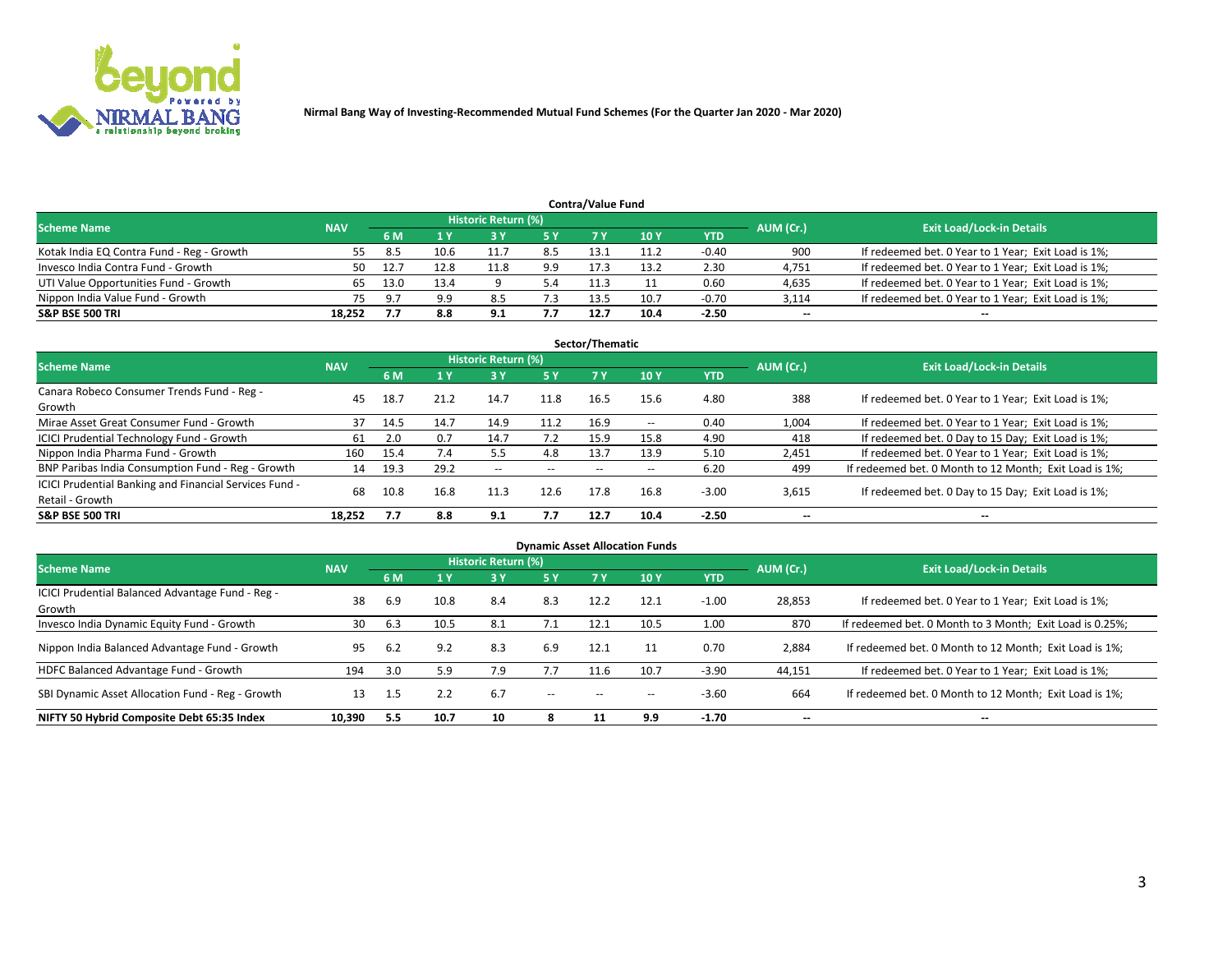Nirmal Bang Way of Investing-Recommended Mutual Fund Schemes (For the Quarter Jan 2020 - Mar 2020)

## Contra/Value Fund

| Scheme Name | NAV | Historic Return (%) | | | | | | | AUM (Cr.) | Exit Load/Lock-in Details |
|---|---|---|---|---|---|---|---|---|---|---|
| | | 6 M | 1 Y | 3 Y | 5 Y | 7 Y | 10 Y | YTD | | |
| Kotak India EQ Contra Fund - Reg - Growth | 55 | 8.5 | 10.6 | 11.7 | 8.5 | 13.1 | 11.2 | -0.40 | 900 | If redeemed bet. 0 Year to 1 Year; Exit Load is 1%; |
| Invesco India Contra Fund - Growth | 50 | 12.7 | 12.8 | 11.8 | 9.9 | 17.3 | 13.2 | 2.30 | 4,751 | If redeemed bet. 0 Year to 1 Year; Exit Load is 1%; |
| UTI Value Opportunities Fund - Growth | 65 | 13.0 | 13.4 | 9 | 5.4 | 11.3 | 11 | 0.60 | 4,635 | If redeemed bet. 0 Year to 1 Year; Exit Load is 1%; |
| Nippon India Value Fund - Growth | 75 | 9.7 | 9.9 | 8.5 | 7.3 | 13.5 | 10.7 | -0.70 | 3,114 | If redeemed bet. 0 Year to 1 Year; Exit Load is 1%; |
| **S&P BSE 500 TRI** | **18,252** | **7.7** | **8.8** | **9.1** | **7.7** | **12.7** | **10.4** | **-2.50** | **--** | **--** |

## Sector/Thematic

| Scheme Name | NAV | Historic Return (%) | | | | | | | AUM (Cr.) | Exit Load/Lock-in Details |
|---|---|---|---|---|---|---|---|---|---|---|
| | | 6 M | 1 Y | 3 Y | 5 Y | 7 Y | 10 Y | YTD | | |
| Canara Robeco Consumer Trends Fund - Reg - Growth | 45 | 18.7 | 21.2 | 14.7 | 11.8 | 16.5 | 15.6 | 4.80 | 388 | If redeemed bet. 0 Year to 1 Year; Exit Load is 1%; |
| Mirae Asset Great Consumer Fund - Growth | 37 | 14.5 | 14.7 | 14.9 | 11.2 | 16.9 | -- | 0.40 | 1,004 | If redeemed bet. 0 Year to 1 Year; Exit Load is 1%; |
| ICICI Prudential Technology Fund - Growth | 61 | 2.0 | 0.7 | 14.7 | 7.2 | 15.9 | 15.8 | 4.90 | 418 | If redeemed bet. 0 Day to 15 Day; Exit Load is 1%; |
| Nippon India Pharma Fund - Growth | 160 | 15.4 | 7.4 | 5.5 | 4.8 | 13.7 | 13.9 | 5.10 | 2,451 | If redeemed bet. 0 Year to 1 Year; Exit Load is 1%; |
| BNP Paribas India Consumption Fund - Reg - Growth | 14 | 19.3 | 29.2 | -- | -- | -- | -- | 6.20 | 499 | If redeemed bet. 0 Month to 12 Month; Exit Load is 1%; |
| ICICI Prudential Banking and Financial Services Fund - Retail - Growth | 68 | 10.8 | 16.8 | 11.3 | 12.6 | 17.8 | 16.8 | -3.00 | 3,615 | If redeemed bet. 0 Day to 15 Day; Exit Load is 1%; |
| **S&P BSE 500 TRI** | **18,252** | **7.7** | **8.8** | **9.1** | **7.7** | **12.7** | **10.4** | **-2.50** | **--** | **--** |

## Dynamic Asset Allocation Funds

| Scheme Name | NAV | Historic Return (%) | | | | | | | AUM (Cr.) | Exit Load/Lock-in Details |
|---|---|---|---|---|---|---|---|---|---|---|
| | | 6 M | 1 Y | 3 Y | 5 Y | 7 Y | 10 Y | YTD | | |
| ICICI Prudential Balanced Advantage Fund - Reg - Growth | 38 | 6.9 | 10.8 | 8.4 | 8.3 | 12.2 | 12.1 | -1.00 | 28,853 | If redeemed bet. 0 Year to 1 Year; Exit Load is 1%; |
| Invesco India Dynamic Equity Fund - Growth | 30 | 6.3 | 10.5 | 8.1 | 7.1 | 12.1 | 10.5 | 1.00 | 870 | If redeemed bet. 0 Month to 3 Month; Exit Load is 0.25%; |
| Nippon India Balanced Advantage Fund - Growth | 95 | 6.2 | 9.2 | 8.3 | 6.9 | 12.1 | 11 | 0.70 | 2,884 | If redeemed bet. 0 Month to 12 Month; Exit Load is 1%; |
| HDFC Balanced Advantage Fund - Growth | 194 | 3.0 | 5.9 | 7.9 | 7.7 | 11.6 | 10.7 | -3.90 | 44,151 | If redeemed bet. 0 Year to 1 Year; Exit Load is 1%; |
| SBI Dynamic Asset Allocation Fund - Reg - Growth | 13 | 1.5 | 2.2 | 6.7 | -- | -- | -- | -3.60 | 664 | If redeemed bet. 0 Month to 12 Month; Exit Load is 1%; |
| **NIFTY 50 Hybrid Composite Debt 65:35 Index** | **10,390** | **5.5** | **10.7** | **10** | **8** | **11** | **9.9** | **-1.70** | **--** | **--** |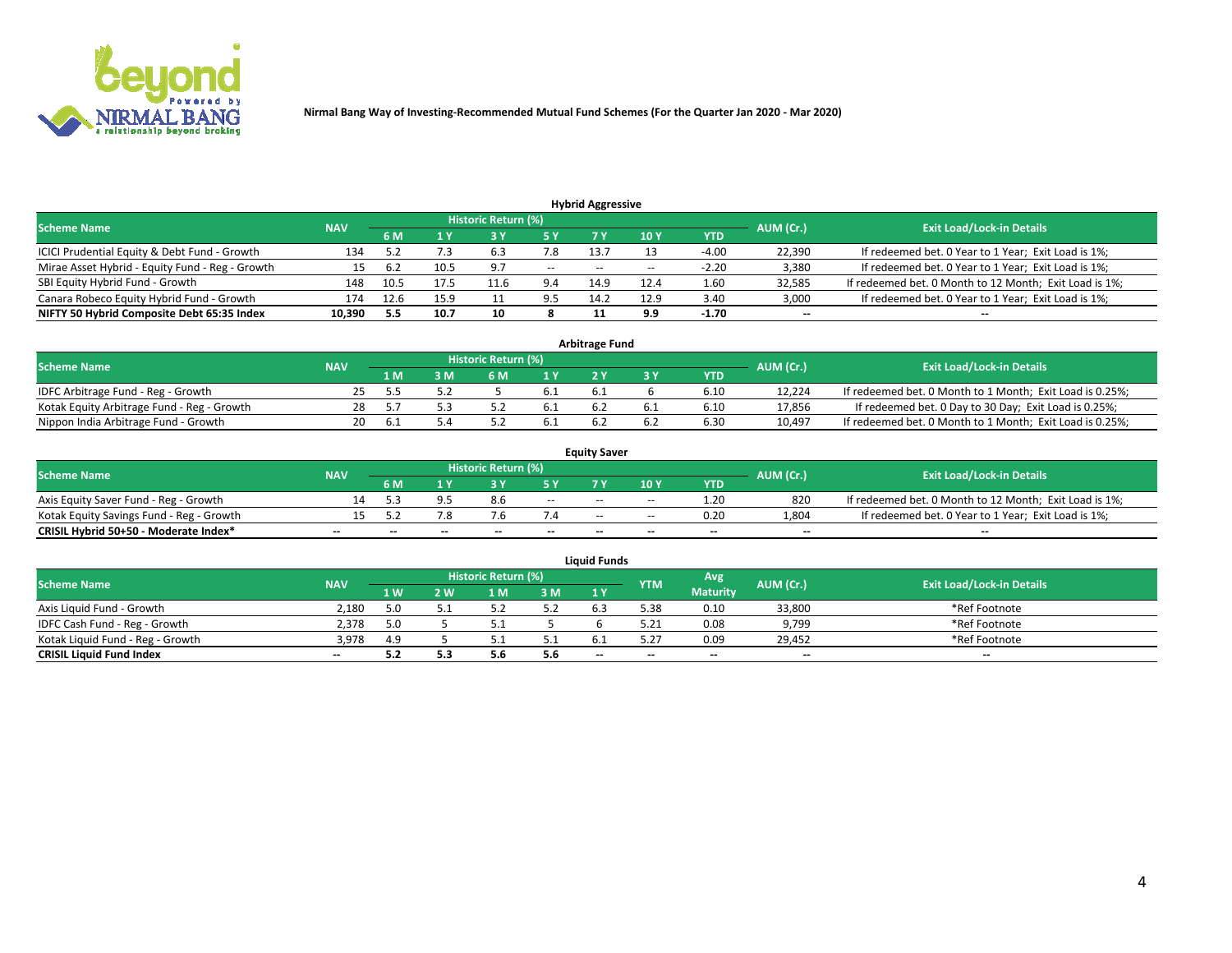Nirmal Bang Way of Investing-Recommended Mutual Fund Schemes (For the Quarter Jan 2020 - Mar 2020)

## Hybrid Aggressive

| Scheme Name | NAV | Historic Return (%) | | | | | | | AUM (Cr.) | Exit Load/Lock-in Details |
|---|---|---|---|---|---|---|---|---|---|---|
| | | 6 M | 1 Y | 3 Y | 5 Y | 7 Y | 10 Y | YTD | | |
| ICICI Prudential Equity & Debt Fund - Growth | 134 | 5.2 | 7.3 | 6.3 | 7.8 | 13.7 | 13 | -4.00 | 22,390 | If redeemed bet. 0 Year to 1 Year; Exit Load is 1%; |
| Mirae Asset Hybrid - Equity Fund - Reg - Growth | 15 | 6.2 | 10.5 | 9.7 | -- | -- | -- | -2.20 | 3,380 | If redeemed bet. 0 Year to 1 Year; Exit Load is 1%; |
| SBI Equity Hybrid Fund - Growth | 148 | 10.5 | 17.5 | 11.6 | 9.4 | 14.9 | 12.4 | 1.60 | 32,585 | If redeemed bet. 0 Month to 12 Month; Exit Load is 1%; |
| Canara Robeco Equity Hybrid Fund - Growth | 174 | 12.6 | 15.9 | 11 | 9.5 | 14.2 | 12.9 | 3.40 | 3,000 | If redeemed bet. 0 Year to 1 Year; Exit Load is 1%; |
| **NIFTY 50 Hybrid Composite Debt 65:35 Index** | **10,390** | **5.5** | **10.7** | **10** | **8** | **11** | **9.9** | **-1.70** | **--** | **--** |

## Arbitrage Fund

| Scheme Name | NAV | Historic Return (%) | | | | | | | AUM (Cr.) | Exit Load/Lock-in Details |
|---|---|---|---|---|---|---|---|---|---|---|
| | | 1 M | 3 M | 6 M | 1 Y | 2 Y | 3 Y | YTD | | |
| IDFC Arbitrage Fund - Reg - Growth | 25 | 5.5 | 5.2 | 5 | 6.1 | 6.1 | 6 | 6.10 | 12,224 | If redeemed bet. 0 Month to 1 Month; Exit Load is 0.25%; |
| Kotak Equity Arbitrage Fund - Reg - Growth | 28 | 5.7 | 5.3 | 5.2 | 6.1 | 6.2 | 6.1 | 6.10 | 17,856 | If redeemed bet. 0 Day to 30 Day; Exit Load is 0.25%; |
| Nippon India Arbitrage Fund - Growth | 20 | 6.1 | 5.4 | 5.2 | 6.1 | 6.2 | 6.2 | 6.30 | 10,497 | If redeemed bet. 0 Month to 1 Month; Exit Load is 0.25%; |

## Equity Saver

| Scheme Name | NAV | Historic Return (%) | | | | | | | AUM (Cr.) | Exit Load/Lock-in Details |
|---|---|---|---|---|---|---|---|---|---|---|
| | | 6 M | 1 Y | 3 Y | 5 Y | 7 Y | 10 Y | YTD | | |
| Axis Equity Saver Fund - Reg - Growth | 14 | 5.3 | 9.5 | 8.6 | -- | -- | -- | 1.20 | 820 | If redeemed bet. 0 Month to 12 Month; Exit Load is 1%; |
| Kotak Equity Savings Fund - Reg - Growth | 15 | 5.2 | 7.8 | 7.6 | 7.4 | -- | -- | 0.20 | 1,804 | If redeemed bet. 0 Year to 1 Year; Exit Load is 1%; |
| **CRISIL Hybrid 50+50 - Moderate Index*** | **--** | **--** | **--** | **--** | **--** | **--** | **--** | **--** | **--** | **--** |

## Liquid Funds

| Scheme Name | NAV | Historic Return (%) | | | | | YTM | Avg Maturity | AUM (Cr.) | Exit Load/Lock-in Details |
|---|---|---|---|---|---|---|---|---|---|---|
| | | 1 W | 2 W | 1 M | 3 M | 1 Y | | | | |
| Axis Liquid Fund - Growth | 2,180 | 5.0 | 5.1 | 5.2 | 5.2 | 6.3 | 5.38 | 0.10 | 33,800 | *Ref Footnote |
| IDFC Cash Fund - Reg - Growth | 2,378 | 5.0 | 5 | 5.1 | 5 | 6 | 5.21 | 0.08 | 9,799 | *Ref Footnote |
| Kotak Liquid Fund - Reg - Growth | 3,978 | 4.9 | 5 | 5.1 | 5.1 | 6.1 | 5.27 | 0.09 | 29,452 | *Ref Footnote |
| **CRISIL Liquid Fund Index** | **--** | **5.2** | **5.3** | **5.6** | **5.6** | **--** | **--** | **--** | **--** | **--** |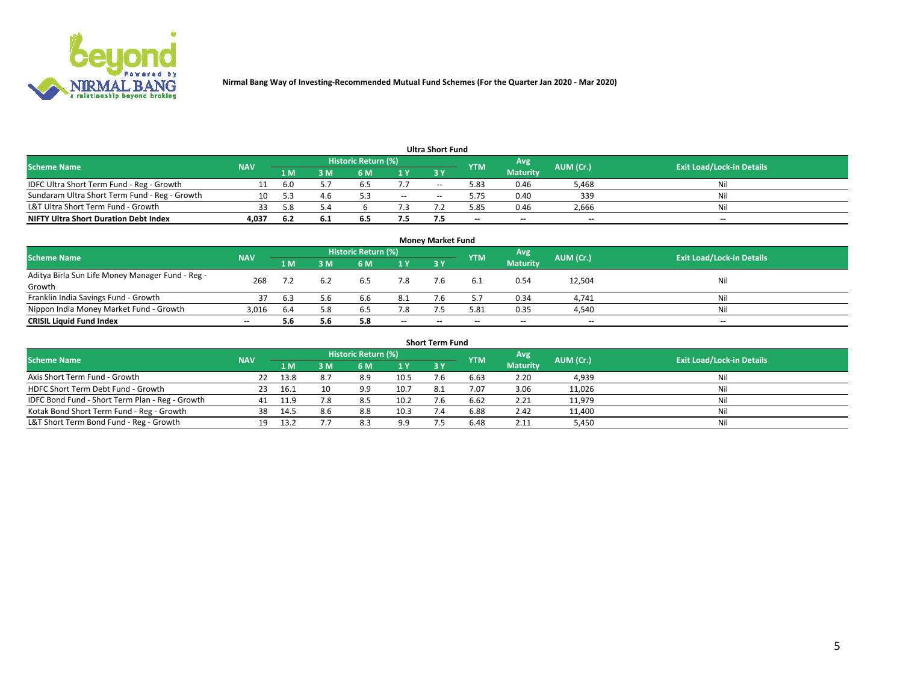Nirmal Bang Way of Investing-Recommended Mutual Fund Schemes (For the Quarter Jan 2020 - Mar 2020)

## Ultra Short Fund

| Scheme Name | NAV | Historic Return (%) | | | | | YTM | Avg Maturity | AUM (Cr.) | Exit Load/Lock-in Details |
|---|---|---|---|---|---|---|---|---|---|---|
| | | 1 M | 3 M | 6 M | 1 Y | 3 Y | | | | |
| IDFC Ultra Short Term Fund - Reg - Growth | 11 | 6.0 | 5.7 | 6.5 | 7.7 | -- | 5.83 | 0.46 | 5,468 | Nil |
| Sundaram Ultra Short Term Fund - Reg - Growth | 10 | 5.3 | 4.6 | 5.3 | -- | -- | 5.75 | 0.40 | 339 | Nil |
| L&T Ultra Short Term Fund - Growth | 33 | 5.8 | 5.4 | 6 | 7.3 | 7.2 | 5.85 | 0.46 | 2,666 | Nil |
| **NIFTY Ultra Short Duration Debt Index** | **4,037** | **6.2** | **6.1** | **6.5** | **7.5** | **7.5** | -- | -- | -- | -- |

## Money Market Fund

| Scheme Name | NAV | Historic Return (%) | | | | | YTM | Avg Maturity | AUM (Cr.) | Exit Load/Lock-in Details |
|---|---|---|---|---|---|---|---|---|---|---|
| | | 1 M | 3 M | 6 M | 1 Y | 3 Y | | | | |
| Aditya Birla Sun Life Money Manager Fund - Reg - Growth | 268 | 7.2 | 6.2 | 6.5 | 7.8 | 7.6 | 6.1 | 0.54 | 12,504 | Nil |
| Franklin India Savings Fund - Growth | 37 | 6.3 | 5.6 | 6.6 | 8.1 | 7.6 | 5.7 | 0.34 | 4,741 | Nil |
| Nippon India Money Market Fund - Growth | 3,016 | 6.4 | 5.8 | 6.5 | 7.8 | 7.5 | 5.81 | 0.35 | 4,540 | Nil |
| **CRISIL Liquid Fund Index** | -- | **5.6** | **5.6** | **5.8** | -- | -- | -- | -- | -- | -- |

## Short Term Fund

| Scheme Name | NAV | Historic Return (%) | | | | | YTM | Avg Maturity | AUM (Cr.) | Exit Load/Lock-in Details |
|---|---|---|---|---|---|---|---|---|---|---|
| | | 1 M | 3 M | 6 M | 1 Y | 3 Y | | | | |
| Axis Short Term Fund - Growth | 22 | 13.8 | 8.7 | 8.9 | 10.5 | 7.6 | 6.63 | 2.20 | 4,939 | Nil |
| HDFC Short Term Debt Fund - Growth | 23 | 16.1 | 10 | 9.9 | 10.7 | 8.1 | 7.07 | 3.06 | 11,026 | Nil |
| IDFC Bond Fund - Short Term Plan - Reg - Growth | 41 | 11.9 | 7.8 | 8.5 | 10.2 | 7.6 | 6.62 | 2.21 | 11,979 | Nil |
| Kotak Bond Short Term Fund - Reg - Growth | 38 | 14.5 | 8.6 | 8.8 | 10.3 | 7.4 | 6.88 | 2.42 | 11,400 | Nil |
| L&T Short Term Bond Fund - Reg - Growth | 19 | 13.2 | 7.7 | 8.3 | 9.9 | 7.5 | 6.48 | 2.11 | 5,450 | Nil |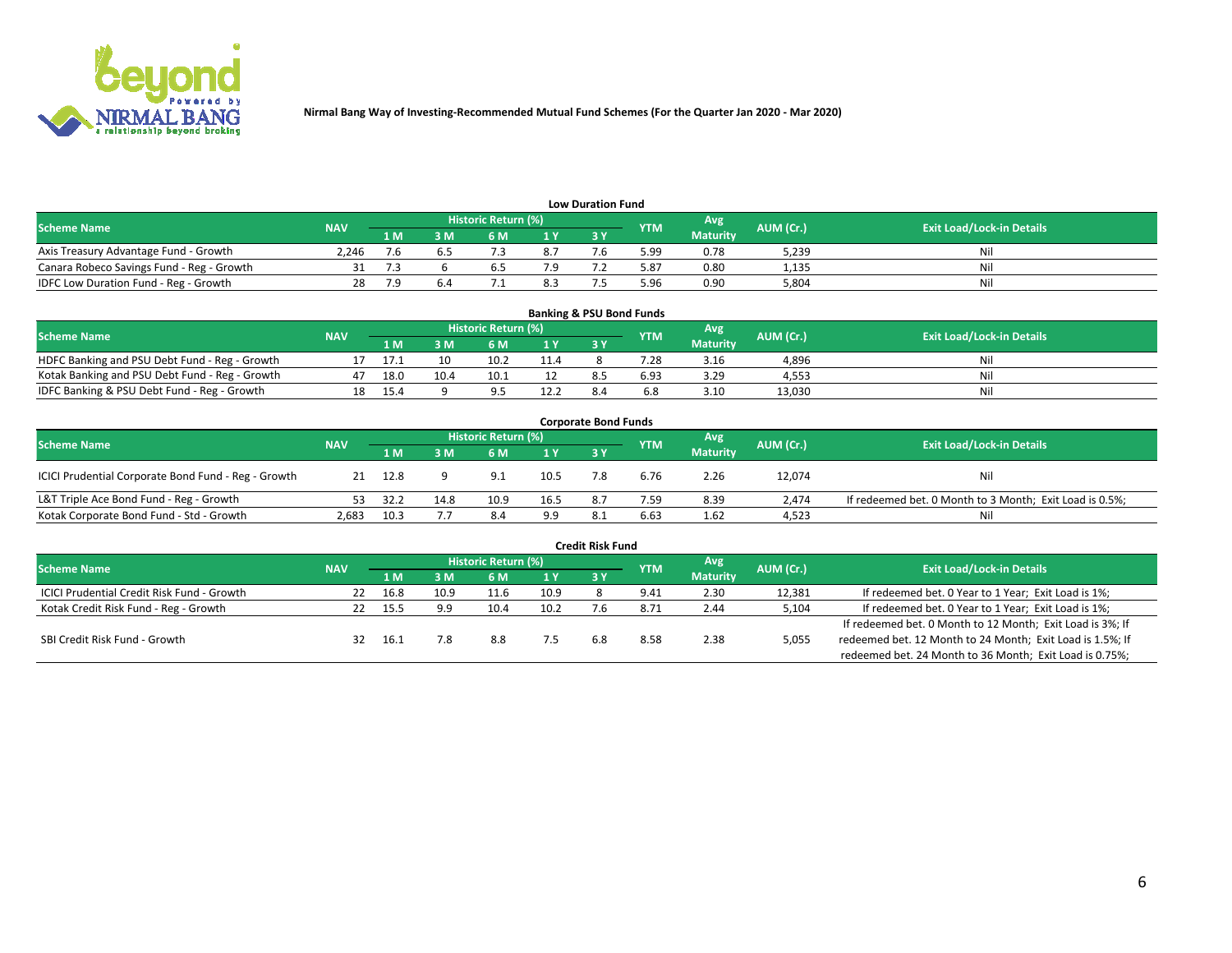Nirmal Bang Way of Investing-Recommended Mutual Fund Schemes (For the Quarter Jan 2020 - Mar 2020)

## Low Duration Fund

| Scheme Name | NAV | Historic Return (%) | | | | | YTM | Avg Maturity | AUM (Cr.) | Exit Load/Lock-in Details |
|---|---|---|---|---|---|---|---|---|---|---|
| | | 1 M | 3 M | 6 M | 1 Y | 3 Y | | | | |
| Axis Treasury Advantage Fund - Growth | 2,246 | 7.6 | 6.5 | 7.3 | 8.7 | 7.6 | 5.99 | 0.78 | 5,239 | Nil |
| Canara Robeco Savings Fund - Reg - Growth | 31 | 7.3 | 6 | 6.5 | 7.9 | 7.2 | 5.87 | 0.80 | 1,135 | Nil |
| IDFC Low Duration Fund - Reg - Growth | 28 | 7.9 | 6.4 | 7.1 | 8.3 | 7.5 | 5.96 | 0.90 | 5,804 | Nil |

## Banking & PSU Bond Funds

| Scheme Name | NAV | Historic Return (%) | | | | | YTM | Avg Maturity | AUM (Cr.) | Exit Load/Lock-in Details |
|---|---|---|---|---|---|---|---|---|---|---|
| | | 1 M | 3 M | 6 M | 1 Y | 3 Y | | | | |
| HDFC Banking and PSU Debt Fund - Reg - Growth | 17 | 17.1 | 10 | 10.2 | 11.4 | 8 | 7.28 | 3.16 | 4,896 | Nil |
| Kotak Banking and PSU Debt Fund - Reg - Growth | 47 | 18.0 | 10.4 | 10.1 | 12 | 8.5 | 6.93 | 3.29 | 4,553 | Nil |
| IDFC Banking & PSU Debt Fund - Reg - Growth | 18 | 15.4 | 9 | 9.5 | 12.2 | 8.4 | 6.8 | 3.10 | 13,030 | Nil |

## Corporate Bond Funds

| Scheme Name | NAV | Historic Return (%) | | | | | YTM | Avg Maturity | AUM (Cr.) | Exit Load/Lock-in Details |
|---|---|---|---|---|---|---|---|---|---|---|
| | | 1 M | 3 M | 6 M | 1 Y | 3 Y | | | | |
| ICICI Prudential Corporate Bond Fund - Reg - Growth | 21 | 12.8 | 9 | 9.1 | 10.5 | 7.8 | 6.76 | 2.26 | 12,074 | Nil |
| L&T Triple Ace Bond Fund - Reg - Growth | 53 | 32.2 | 14.8 | 10.9 | 16.5 | 8.7 | 7.59 | 8.39 | 2,474 | If redeemed bet. 0 Month to 3 Month; Exit Load is 0.5%; |
| Kotak Corporate Bond Fund - Std - Growth | 2,683 | 10.3 | 7.7 | 8.4 | 9.9 | 8.1 | 6.63 | 1.62 | 4,523 | Nil |

## Credit Risk Fund

| Scheme Name | NAV | Historic Return (%) | | | | | YTM | Avg Maturity | AUM (Cr.) | Exit Load/Lock-in Details |
|---|---|---|---|---|---|---|---|---|---|---|
| | | 1 M | 3 M | 6 M | 1 Y | 3 Y | | | | |
| ICICI Prudential Credit Risk Fund - Growth | 22 | 16.8 | 10.9 | 11.6 | 10.9 | 8 | 9.41 | 2.30 | 12,381 | If redeemed bet. 0 Year to 1 Year; Exit Load is 1%; |
| Kotak Credit Risk Fund - Reg - Growth | 22 | 15.5 | 9.9 | 10.4 | 10.2 | 7.6 | 8.71 | 2.44 | 5,104 | If redeemed bet. 0 Year to 1 Year; Exit Load is 1%; |
| SBI Credit Risk Fund - Growth | 32 | 16.1 | 7.8 | 8.8 | 7.5 | 6.8 | 8.58 | 2.38 | 5,055 | If redeemed bet. 0 Month to 12 Month; Exit Load is 3%; If redeemed bet. 12 Month to 24 Month; Exit Load is 1.5%; If redeemed bet. 24 Month to 36 Month; Exit Load is 0.75%; |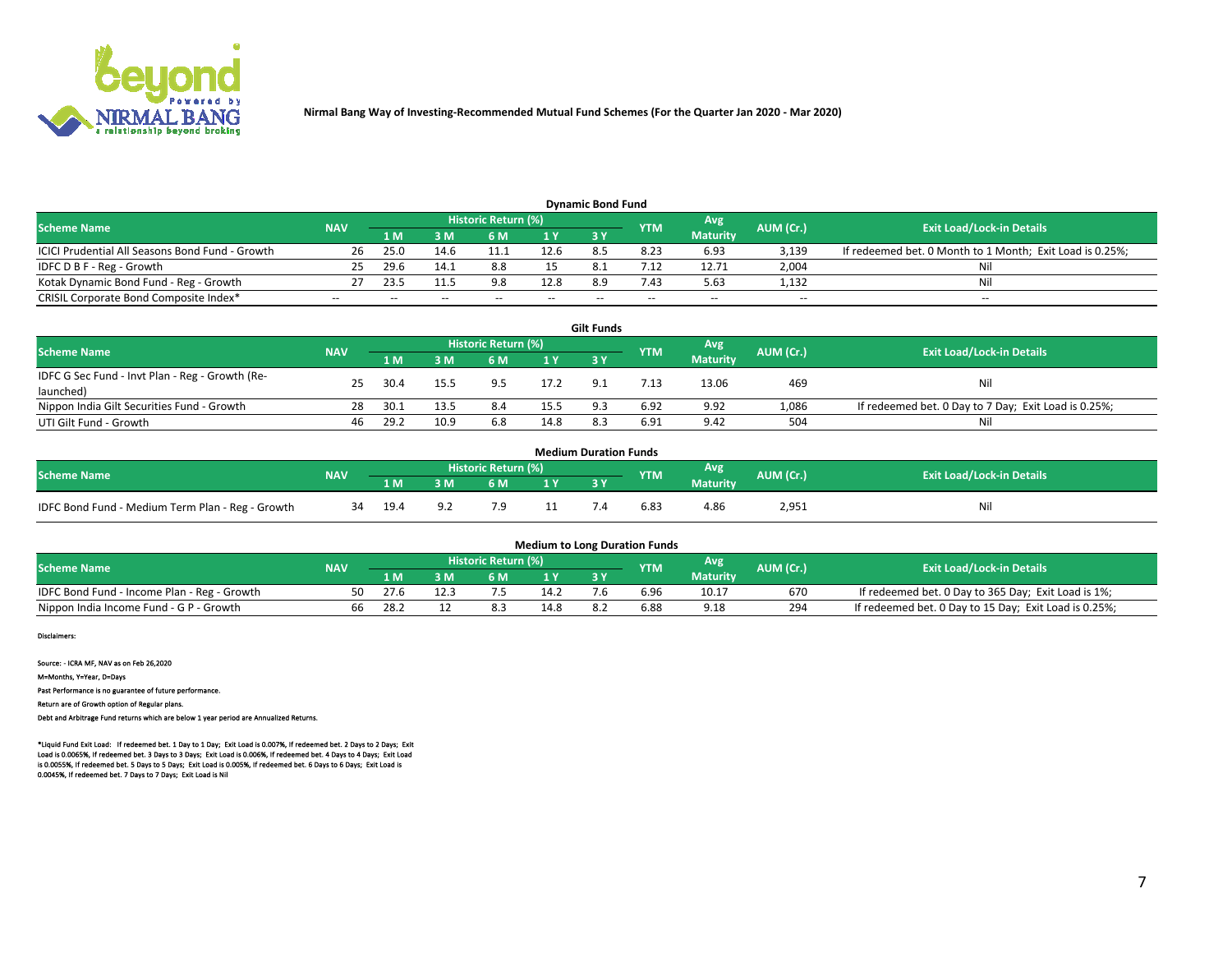**Nirmal Bang Way of Investing-Recommended Mutual Fund Schemes (For the Quarter Jan 2020 - Mar 2020)**

### Dynamic Bond Fund

| Scheme Name | NAV | Historic Return (%) | | | | | YTM | Avg Maturity | AUM (Cr.) | Exit Load/Lock-in Details |
|---|---|---|---|---|---|---|---|---|---|---|
| | | 1 M | 3 M | 6 M | 1 Y | 3 Y | | | | |
| ICICI Prudential All Seasons Bond Fund - Growth | 26 | 25.0 | 14.6 | 11.1 | 12.6 | 8.5 | 8.23 | 6.93 | 3,139 | If redeemed bet. 0 Month to 1 Month; Exit Load is 0.25%; |
| IDFC D B F - Reg - Growth | 25 | 29.6 | 14.1 | 8.8 | 15 | 8.1 | 7.12 | 12.71 | 2,004 | Nil |
| Kotak Dynamic Bond Fund - Reg - Growth | 27 | 23.5 | 11.5 | 9.8 | 12.8 | 8.9 | 7.43 | 5.63 | 1,132 | Nil |
| CRISIL Corporate Bond Composite Index* | -- | -- | -- | -- | -- | -- | -- | -- | -- | -- |

### Gilt Funds

| Scheme Name | NAV | Historic Return (%) | | | | | YTM | Avg Maturity | AUM (Cr.) | Exit Load/Lock-in Details |
|---|---|---|---|---|---|---|---|---|---|---|
| | | 1 M | 3 M | 6 M | 1 Y | 3 Y | | | | |
| IDFC G Sec Fund - Invt Plan - Reg - Growth (Re-launched) | 25 | 30.4 | 15.5 | 9.5 | 17.2 | 9.1 | 7.13 | 13.06 | 469 | Nil |
| Nippon India Gilt Securities Fund - Growth | 28 | 30.1 | 13.5 | 8.4 | 15.5 | 9.3 | 6.92 | 9.92 | 1,086 | If redeemed bet. 0 Day to 7 Day; Exit Load is 0.25%; |
| UTI Gilt Fund - Growth | 46 | 29.2 | 10.9 | 6.8 | 14.8 | 8.3 | 6.91 | 9.42 | 504 | Nil |

### Medium Duration Funds

| Scheme Name | NAV | Historic Return (%) | | | | | YTM | Avg Maturity | AUM (Cr.) | Exit Load/Lock-in Details |
|---|---|---|---|---|---|---|---|---|---|---|
| | | 1 M | 3 M | 6 M | 1 Y | 3 Y | | | | |
| IDFC Bond Fund - Medium Term Plan - Reg - Growth | 34 | 19.4 | 9.2 | 7.9 | 11 | 7.4 | 6.83 | 4.86 | 2,951 | Nil |

### Medium to Long Duration Funds

| Scheme Name | NAV | Historic Return (%) | | | | | YTM | Avg Maturity | AUM (Cr.) | Exit Load/Lock-in Details |
|---|---|---|---|---|---|---|---|---|---|---|
| | | 1 M | 3 M | 6 M | 1 Y | 3 Y | | | | |
| IDFC Bond Fund - Income Plan - Reg - Growth | 50 | 27.6 | 12.3 | 7.5 | 14.2 | 7.6 | 6.96 | 10.17 | 670 | If redeemed bet. 0 Day to 365 Day; Exit Load is 1%; |
| Nippon India Income Fund - G P - Growth | 66 | 28.2 | 12 | 8.3 | 14.8 | 8.2 | 6.88 | 9.18 | 294 | If redeemed bet. 0 Day to 15 Day; Exit Load is 0.25%; |

Disclaimers:

Source: - ICRA MF, NAV as on Feb 26,2020

M=Months, Y=Year, D=Days

Past Performance is no guarantee of future performance.

Return are of Growth option of Regular plans.

Debt and Arbitrage Fund returns which are below 1 year period are Annualized Returns.

*Liquid Fund Exit Load: If redeemed bet. 1 Day to 1 Day; Exit Load is 0.007%, If redeemed bet. 2 Days to 2 Days; Exit Load is 0.0065%, If redeemed bet. 3 Days to 3 Days; Exit Load is 0.006%, If redeemed bet. 4 Days to 4 Days; Exit Load is 0.0055%, If redeemed bet. 5 Days to 5 Days; Exit Load is 0.005%, If redeemed bet. 6 Days to 6 Days; Exit Load is 0.0045%, If redeemed bet. 7 Days to 7 Days; Exit Load is Nil